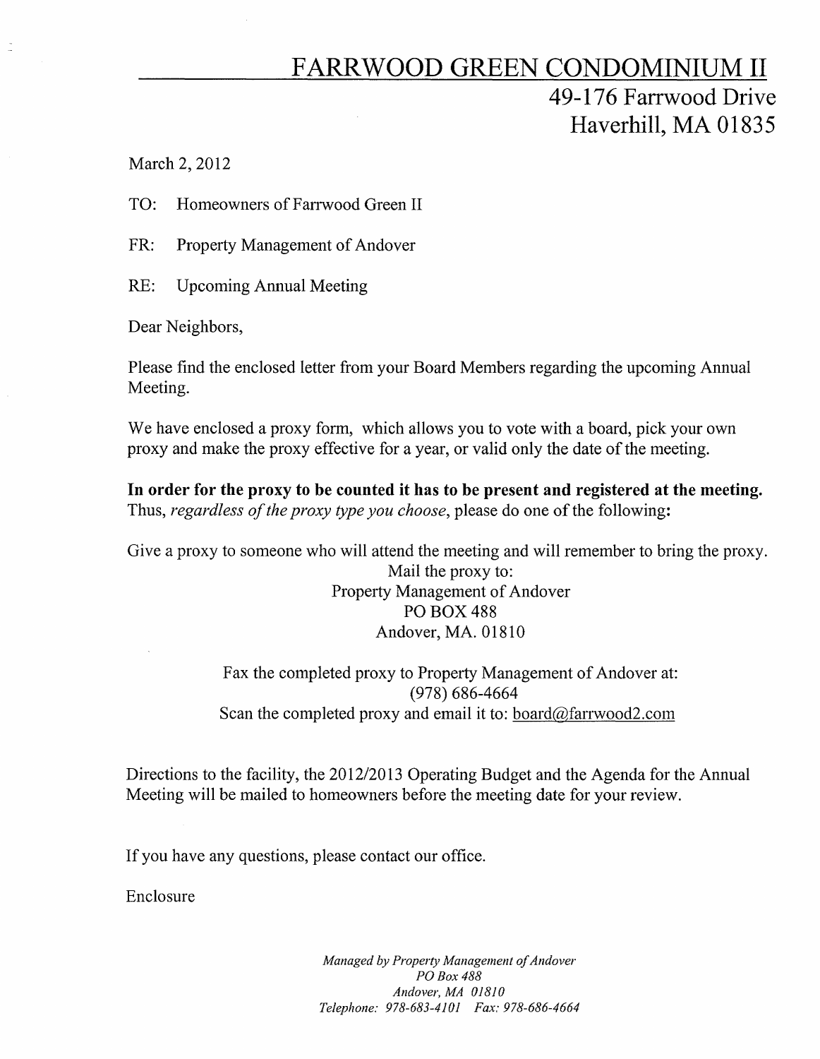# FARRWOOD GREEN CONDOMINIUM II

49-176 Farrwood Drive
Haverhill, MA 01835

March 2, 2012

TO: Homeowners of Farrwood Green II

FR: Property Management of Andover

RE: Upcoming Annual Meeting

Dear Neighbors,

Please find the enclosed letter from your Board Members regarding the upcoming Annual Meeting.

We have enclosed a proxy form, which allows you to vote with a board, pick your own proxy and make the proxy effective for a year, or valid only the date of the meeting.

**In order for the proxy to be counted it has to be present and registered at the meeting.** Thus, *regardless of the proxy type you choose*, please do one of the following:

Give a proxy to someone who will attend the meeting and will remember to bring the proxy.

Mail the proxy to:
Property Management of Andover
PO BOX 488
Andover, MA. 01810

Fax the completed proxy to Property Management of Andover at:
(978) 686-4664
Scan the completed proxy and email it to: board@farrwood2.com

Directions to the facility, the 2012/2013 Operating Budget and the Agenda for the Annual Meeting will be mailed to homeowners before the meeting date for your review.

If you have any questions, please contact our office.

Enclosure

*Managed by Property Management of Andover*
*PO Box 488*
*Andover, MA 01810*
*Telephone: 978-683-4101 Fax: 978-686-4664*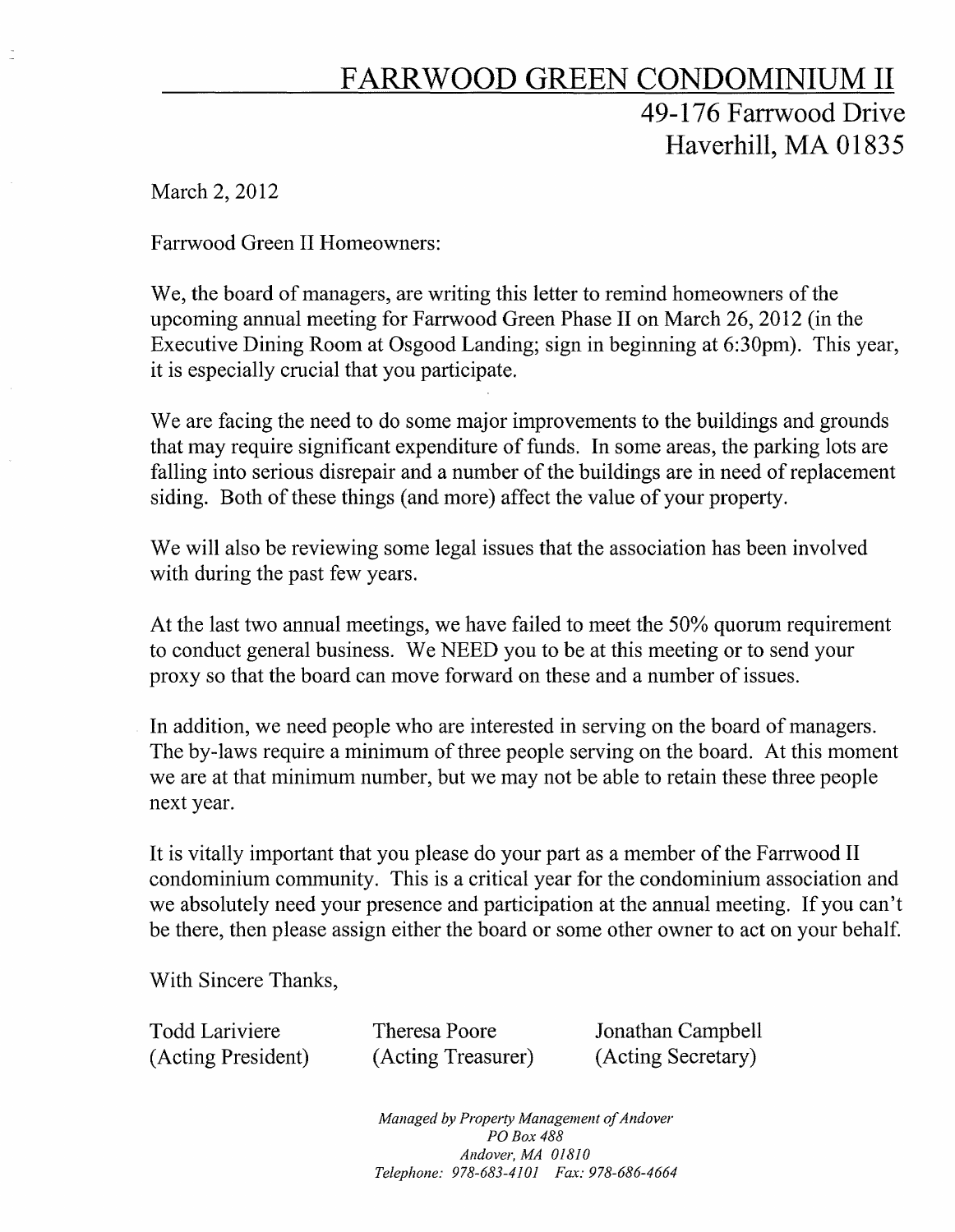# FARRWOOD GREEN CONDOMINIUM II

49-176 Farrwood Drive
Haverhill, MA 01835

March 2, 2012

Farrwood Green II Homeowners:

We, the board of managers, are writing this letter to remind homeowners of the upcoming annual meeting for Farrwood Green Phase II on March 26, 2012 (in the Executive Dining Room at Osgood Landing; sign in beginning at 6:30pm). This year, it is especially crucial that you participate.

We are facing the need to do some major improvements to the buildings and grounds that may require significant expenditure of funds. In some areas, the parking lots are falling into serious disrepair and a number of the buildings are in need of replacement siding. Both of these things (and more) affect the value of your property.

We will also be reviewing some legal issues that the association has been involved with during the past few years.

At the last two annual meetings, we have failed to meet the 50% quorum requirement to conduct general business. We NEED you to be at this meeting or to send your proxy so that the board can move forward on these and a number of issues.

In addition, we need people who are interested in serving on the board of managers. The by-laws require a minimum of three people serving on the board. At this moment we are at that minimum number, but we may not be able to retain these three people next year.

It is vitally important that you please do your part as a member of the Farrwood II condominium community. This is a critical year for the condominium association and we absolutely need your presence and participation at the annual meeting. If you can't be there, then please assign either the board or some other owner to act on your behalf.

With Sincere Thanks,

Todd Lariviere (Acting President)

Theresa Poore (Acting Treasurer)

Jonathan Campbell (Acting Secretary)

*Managed by Property Management of Andover*
*PO Box 488*
*Andover, MA 01810*
*Telephone: 978-683-4101 Fax: 978-686-4664*